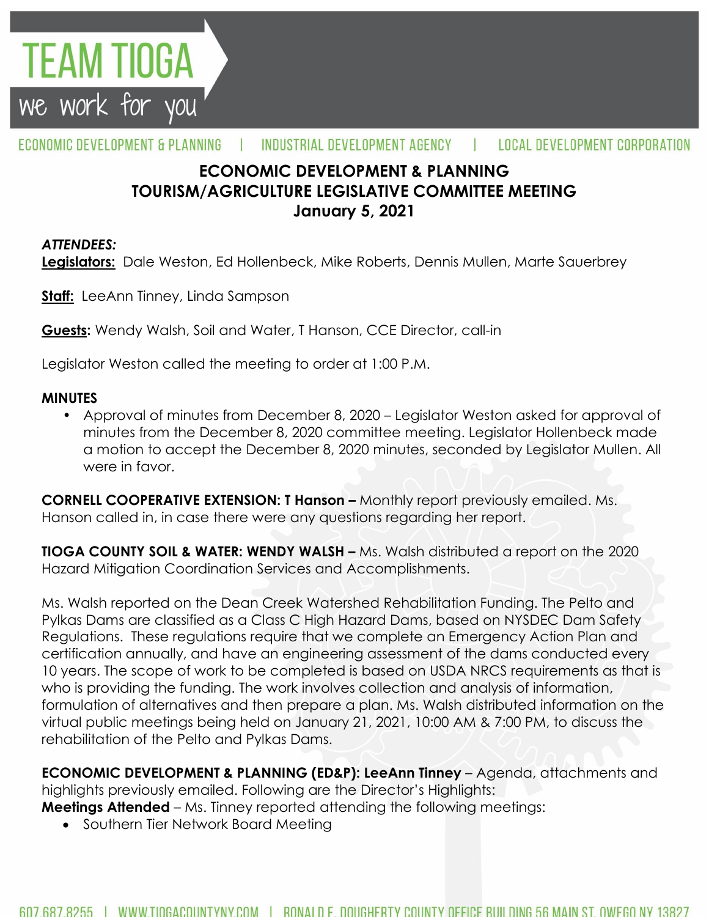# ECONOMIC DEVELOPMENT & PLANNING
# TOURISM/AGRICULTURE LEGISLATIVE COMMITTEE MEETING
# January 5, 2021

***ATTENDEES:***

**Legislators:** Dale Weston, Ed Hollenbeck, Mike Roberts, Dennis Mullen, Marte Sauerbrey

**Staff:** LeeAnn Tinney, Linda Sampson

**Guests:** Wendy Walsh, Soil and Water, T Hanson, CCE Director, call-in

Legislator Weston called the meeting to order at 1:00 P.M.

**MINUTES**

- Approval of minutes from December 8, 2020 – Legislator Weston asked for approval of minutes from the December 8, 2020 committee meeting. Legislator Hollenbeck made a motion to accept the December 8, 2020 minutes, seconded by Legislator Mullen. All were in favor.

**CORNELL COOPERATIVE EXTENSION: T Hanson –** Monthly report previously emailed. Ms. Hanson called in, in case there were any questions regarding her report.

**TIOGA COUNTY SOIL & WATER: WENDY WALSH –** Ms. Walsh distributed a report on the 2020 Hazard Mitigation Coordination Services and Accomplishments.

Ms. Walsh reported on the Dean Creek Watershed Rehabilitation Funding. The Pelto and Pylkas Dams are classified as a Class C High Hazard Dams, based on NYSDEC Dam Safety Regulations. These regulations require that we complete an Emergency Action Plan and certification annually, and have an engineering assessment of the dams conducted every 10 years. The scope of work to be completed is based on USDA NRCS requirements as that is who is providing the funding. The work involves collection and analysis of information, formulation of alternatives and then prepare a plan. Ms. Walsh distributed information on the virtual public meetings being held on January 21, 2021, 10:00 AM & 7:00 PM, to discuss the rehabilitation of the Pelto and Pylkas Dams.

**ECONOMIC DEVELOPMENT & PLANNING (ED&P): LeeAnn Tinney** – Agenda, attachments and highlights previously emailed. Following are the Director's Highlights:
**Meetings Attended** – Ms. Tinney reported attending the following meetings:

- Southern Tier Network Board Meeting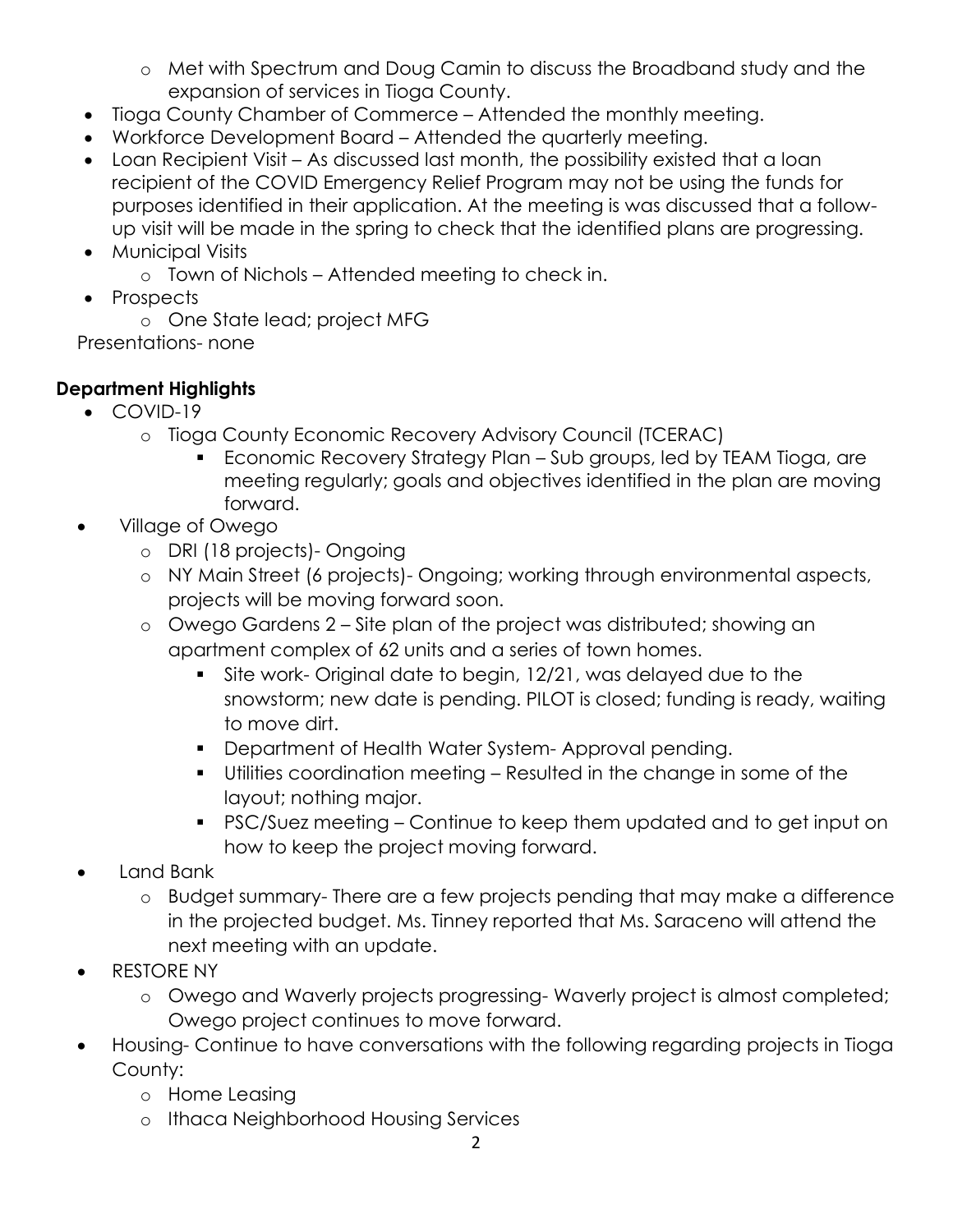- Met with Spectrum and Doug Camin to discuss the Broadband study and the expansion of services in Tioga County.
- Tioga County Chamber of Commerce – Attended the monthly meeting.
- Workforce Development Board – Attended the quarterly meeting.
- Loan Recipient Visit – As discussed last month, the possibility existed that a loan recipient of the COVID Emergency Relief Program may not be using the funds for purposes identified in their application. At the meeting is was discussed that a follow-up visit will be made in the spring to check that the identified plans are progressing.
- Municipal Visits
  - Town of Nichols – Attended meeting to check in.
- Prospects
  - One State lead; project MFG

Presentations- none

**Department Highlights**

- COVID-19
  - Tioga County Economic Recovery Advisory Council (TCERAC)
    - Economic Recovery Strategy Plan – Sub groups, led by TEAM Tioga, are meeting regularly; goals and objectives identified in the plan are moving forward.
- Village of Owego
  - DRI (18 projects)- Ongoing
  - NY Main Street (6 projects)- Ongoing; working through environmental aspects, projects will be moving forward soon.
  - Owego Gardens 2 – Site plan of the project was distributed; showing an apartment complex of 62 units and a series of town homes.
    - Site work- Original date to begin, 12/21, was delayed due to the snowstorm; new date is pending. PILOT is closed; funding is ready, waiting to move dirt.
    - Department of Health Water System- Approval pending.
    - Utilities coordination meeting – Resulted in the change in some of the layout; nothing major.
    - PSC/Suez meeting – Continue to keep them updated and to get input on how to keep the project moving forward.
- Land Bank
  - Budget summary- There are a few projects pending that may make a difference in the projected budget. Ms. Tinney reported that Ms. Saraceno will attend the next meeting with an update.
- RESTORE NY
  - Owego and Waverly projects progressing- Waverly project is almost completed; Owego project continues to move forward.
- Housing- Continue to have conversations with the following regarding projects in Tioga County:
  - Home Leasing
  - Ithaca Neighborhood Housing Services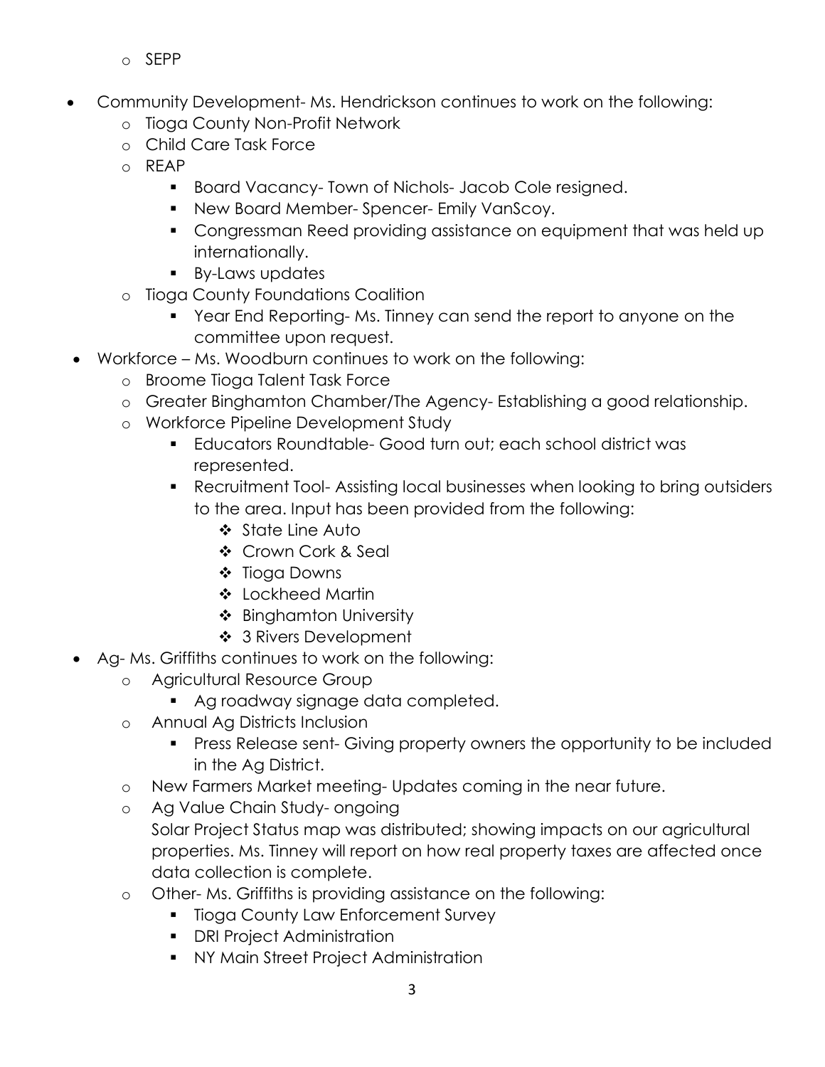- SEPP

- Community Development- Ms. Hendrickson continues to work on the following:
    - Tioga County Non-Profit Network
    - Child Care Task Force
    - REAP
        - Board Vacancy- Town of Nichols- Jacob Cole resigned.
        - New Board Member- Spencer- Emily VanScoy.
        - Congressman Reed providing assistance on equipment that was held up internationally.
        - By-Laws updates
    - Tioga County Foundations Coalition
        - Year End Reporting- Ms. Tinney can send the report to anyone on the committee upon request.
- Workforce – Ms. Woodburn continues to work on the following:
    - Broome Tioga Talent Task Force
    - Greater Binghamton Chamber/The Agency- Establishing a good relationship.
    - Workforce Pipeline Development Study
        - Educators Roundtable- Good turn out; each school district was represented.
        - Recruitment Tool- Assisting local businesses when looking to bring outsiders to the area. Input has been provided from the following:
            - State Line Auto
            - Crown Cork & Seal
            - Tioga Downs
            - Lockheed Martin
            - Binghamton University
            - 3 Rivers Development
- Ag- Ms. Griffiths continues to work on the following:
    - Agricultural Resource Group
        - Ag roadway signage data completed.
    - Annual Ag Districts Inclusion
        - Press Release sent- Giving property owners the opportunity to be included in the Ag District.
    - New Farmers Market meeting- Updates coming in the near future.
    - Ag Value Chain Study- ongoing

      Solar Project Status map was distributed; showing impacts on our agricultural properties. Ms. Tinney will report on how real property taxes are affected once data collection is complete.
    - Other- Ms. Griffiths is providing assistance on the following:
        - Tioga County Law Enforcement Survey
        - DRI Project Administration
        - NY Main Street Project Administration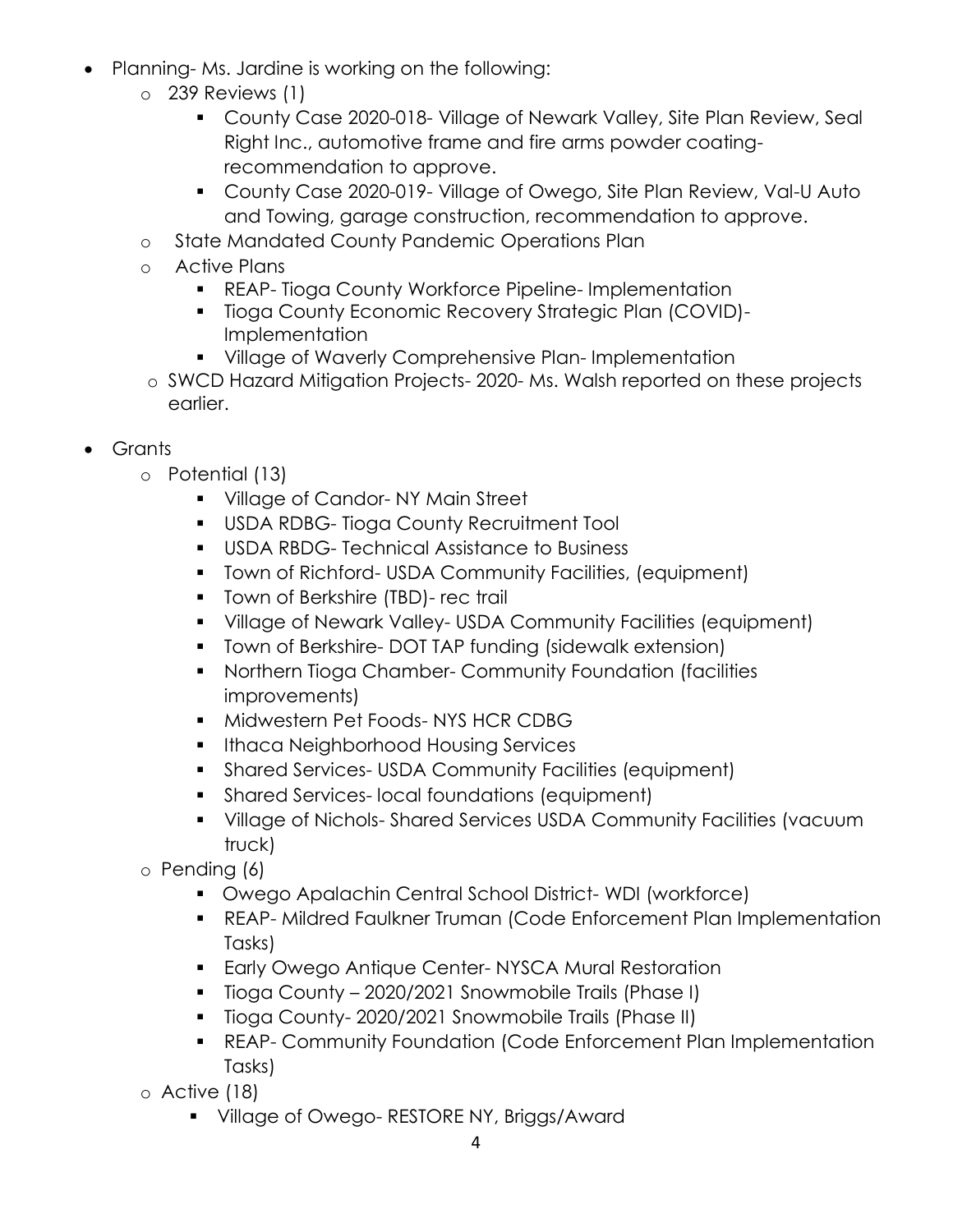- Planning- Ms. Jardine is working on the following:
  - 239 Reviews (1)
    - County Case 2020-018- Village of Newark Valley, Site Plan Review, Seal Right Inc., automotive frame and fire arms powder coating- recommendation to approve.
    - County Case 2020-019- Village of Owego, Site Plan Review, Val-U Auto and Towing, garage construction, recommendation to approve.
  - State Mandated County Pandemic Operations Plan
  - Active Plans
    - REAP- Tioga County Workforce Pipeline- Implementation
    - Tioga County Economic Recovery Strategic Plan (COVID)- Implementation
    - Village of Waverly Comprehensive Plan- Implementation
  - SWCD Hazard Mitigation Projects- 2020- Ms. Walsh reported on these projects earlier.

- Grants
  - Potential (13)
    - Village of Candor- NY Main Street
    - USDA RDBG- Tioga County Recruitment Tool
    - USDA RBDG- Technical Assistance to Business
    - Town of Richford- USDA Community Facilities, (equipment)
    - Town of Berkshire (TBD)- rec trail
    - Village of Newark Valley- USDA Community Facilities (equipment)
    - Town of Berkshire- DOT TAP funding (sidewalk extension)
    - Northern Tioga Chamber- Community Foundation (facilities improvements)
    - Midwestern Pet Foods- NYS HCR CDBG
    - Ithaca Neighborhood Housing Services
    - Shared Services- USDA Community Facilities (equipment)
    - Shared Services- local foundations (equipment)
    - Village of Nichols- Shared Services USDA Community Facilities (vacuum truck)
  - Pending (6)
    - Owego Apalachin Central School District- WDI (workforce)
    - REAP- Mildred Faulkner Truman (Code Enforcement Plan Implementation Tasks)
    - Early Owego Antique Center- NYSCA Mural Restoration
    - Tioga County – 2020/2021 Snowmobile Trails (Phase I)
    - Tioga County- 2020/2021 Snowmobile Trails (Phase II)
    - REAP- Community Foundation (Code Enforcement Plan Implementation Tasks)
  - Active (18)
    - Village of Owego- RESTORE NY, Briggs/Award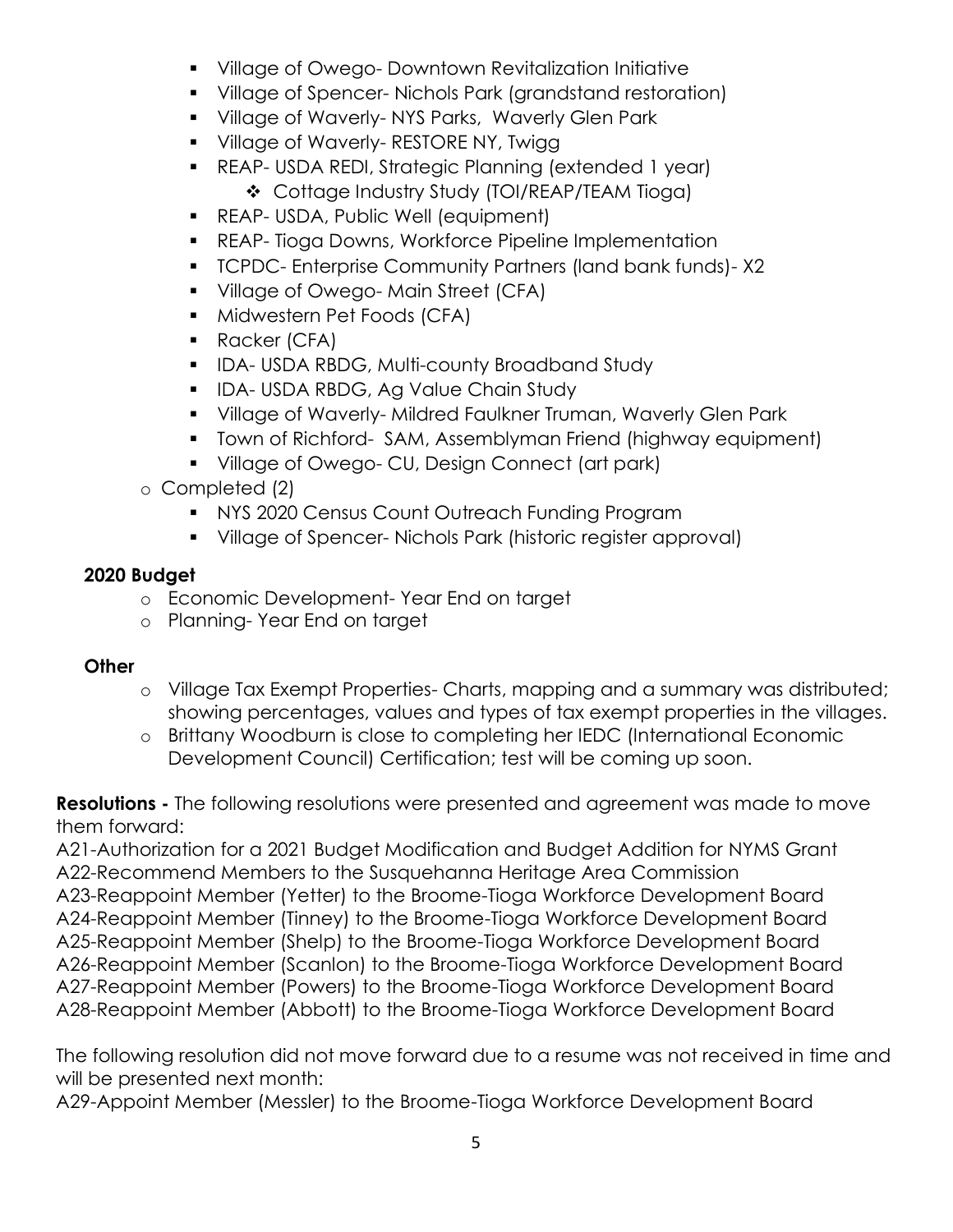- Village of Owego- Downtown Revitalization Initiative
- Village of Spencer- Nichols Park (grandstand restoration)
- Village of Waverly- NYS Parks, Waverly Glen Park
- Village of Waverly- RESTORE NY, Twigg
- REAP- USDA REDI, Strategic Planning (extended 1 year)
  - Cottage Industry Study (TOI/REAP/TEAM Tioga)
- REAP- USDA, Public Well (equipment)
- REAP- Tioga Downs, Workforce Pipeline Implementation
- TCPDC- Enterprise Community Partners (land bank funds)- X2
- Village of Owego- Main Street (CFA)
- Midwestern Pet Foods (CFA)
- Racker (CFA)
- IDA- USDA RBDG, Multi-county Broadband Study
- IDA- USDA RBDG, Ag Value Chain Study
- Village of Waverly- Mildred Faulkner Truman, Waverly Glen Park
- Town of Richford- SAM, Assemblyman Friend (highway equipment)
- Village of Owego- CU, Design Connect (art park)

- Completed (2)
  - NYS 2020 Census Count Outreach Funding Program
  - Village of Spencer- Nichols Park (historic register approval)

**2020 Budget**

- Economic Development- Year End on target
- Planning- Year End on target

**Other**

- Village Tax Exempt Properties- Charts, mapping and a summary was distributed; showing percentages, values and types of tax exempt properties in the villages.
- Brittany Woodburn is close to completing her IEDC (International Economic Development Council) Certification; test will be coming up soon.

**Resolutions -** The following resolutions were presented and agreement was made to move them forward:

A21-Authorization for a 2021 Budget Modification and Budget Addition for NYMS Grant
A22-Recommend Members to the Susquehanna Heritage Area Commission
A23-Reappoint Member (Yetter) to the Broome-Tioga Workforce Development Board
A24-Reappoint Member (Tinney) to the Broome-Tioga Workforce Development Board
A25-Reappoint Member (Shelp) to the Broome-Tioga Workforce Development Board
A26-Reappoint Member (Scanlon) to the Broome-Tioga Workforce Development Board
A27-Reappoint Member (Powers) to the Broome-Tioga Workforce Development Board
A28-Reappoint Member (Abbott) to the Broome-Tioga Workforce Development Board

The following resolution did not move forward due to a resume was not received in time and will be presented next month:

A29-Appoint Member (Messler) to the Broome-Tioga Workforce Development Board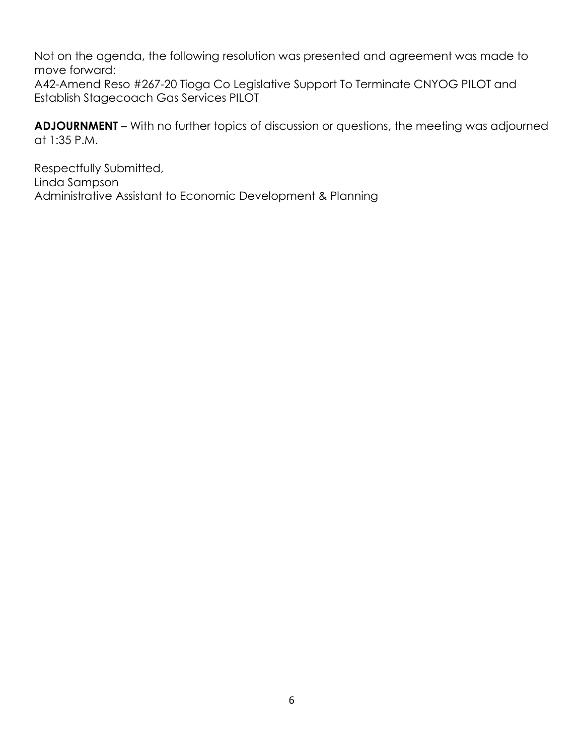Not on the agenda, the following resolution was presented and agreement was made to move forward:
A42-Amend Reso #267-20 Tioga Co Legislative Support To Terminate CNYOG PILOT and Establish Stagecoach Gas Services PILOT

**ADJOURNMENT** – With no further topics of discussion or questions, the meeting was adjourned at 1:35 P.M.

Respectfully Submitted,
Linda Sampson
Administrative Assistant to Economic Development & Planning